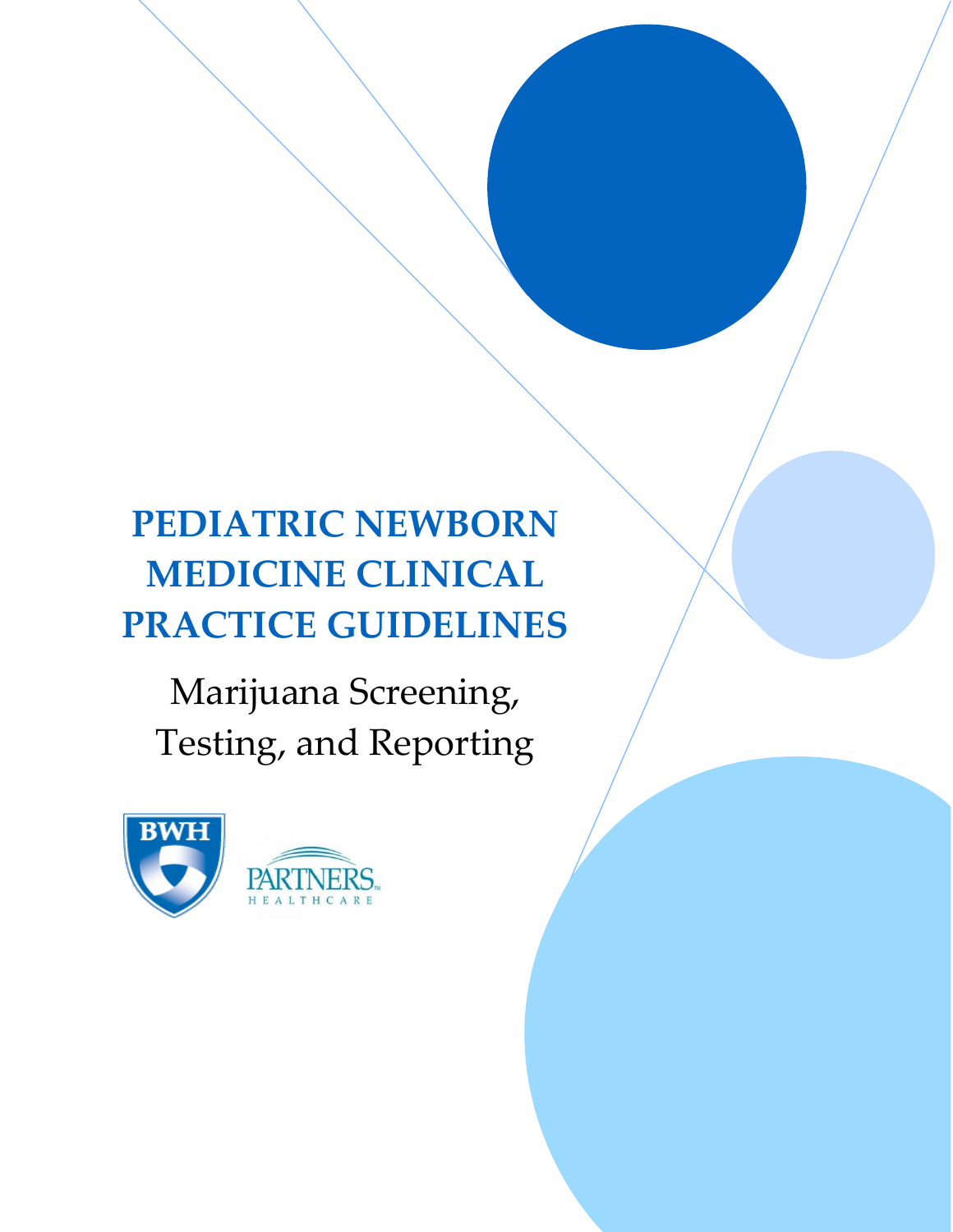# PEDIATRIC NEWBORN MEDICINE CLINICAL PRACTICE GUIDELINES

## Marijuana Screening, Testing, and Reporting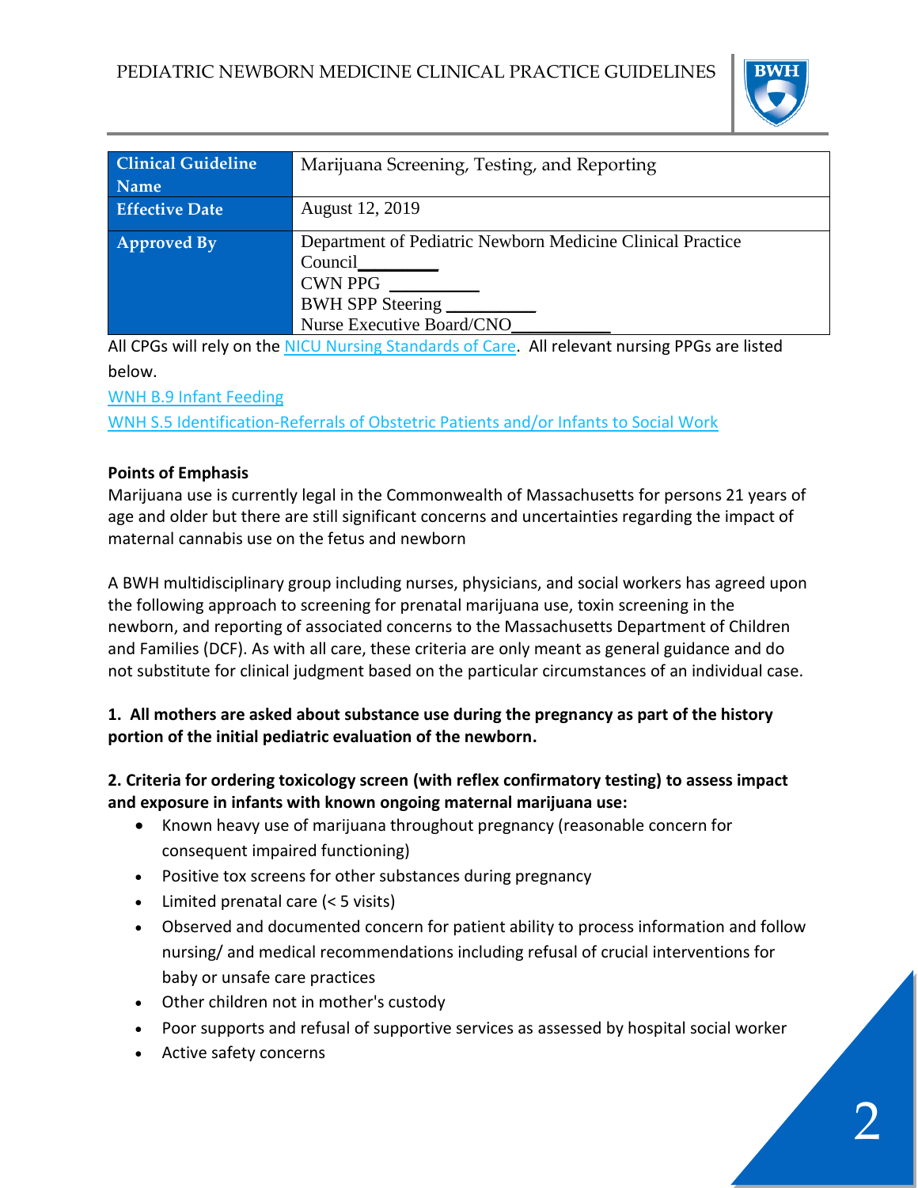| Clinical Guideline Name | Marijuana Screening, Testing, and Reporting |
|---|---|
| Effective Date | August 12, 2019 |
| Approved By | Department of Pediatric Newborn Medicine Clinical Practice Council________<br>CWN PPG __________<br>BWH SPP Steering __________<br>Nurse Executive Board/CNO___________ |

All CPGs will rely on the NICU Nursing Standards of Care. All relevant nursing PPGs are listed below.

WNH B.9 Infant Feeding

WNH S.5 Identification-Referrals of Obstetric Patients and/or Infants to Social Work

**Points of Emphasis**

Marijuana use is currently legal in the Commonwealth of Massachusetts for persons 21 years of age and older but there are still significant concerns and uncertainties regarding the impact of maternal cannabis use on the fetus and newborn

A BWH multidisciplinary group including nurses, physicians, and social workers has agreed upon the following approach to screening for prenatal marijuana use, toxin screening in the newborn, and reporting of associated concerns to the Massachusetts Department of Children and Families (DCF). As with all care, these criteria are only meant as general guidance and do not substitute for clinical judgment based on the particular circumstances of an individual case.

**1. All mothers are asked about substance use during the pregnancy as part of the history portion of the initial pediatric evaluation of the newborn.**

**2. Criteria for ordering toxicology screen (with reflex confirmatory testing) to assess impact and exposure in infants with known ongoing maternal marijuana use:**

- Known heavy use of marijuana throughout pregnancy (reasonable concern for consequent impaired functioning)
- Positive tox screens for other substances during pregnancy
- Limited prenatal care (< 5 visits)
- Observed and documented concern for patient ability to process information and follow nursing/ and medical recommendations including refusal of crucial interventions for baby or unsafe care practices
- Other children not in mother's custody
- Poor supports and refusal of supportive services as assessed by hospital social worker
- Active safety concerns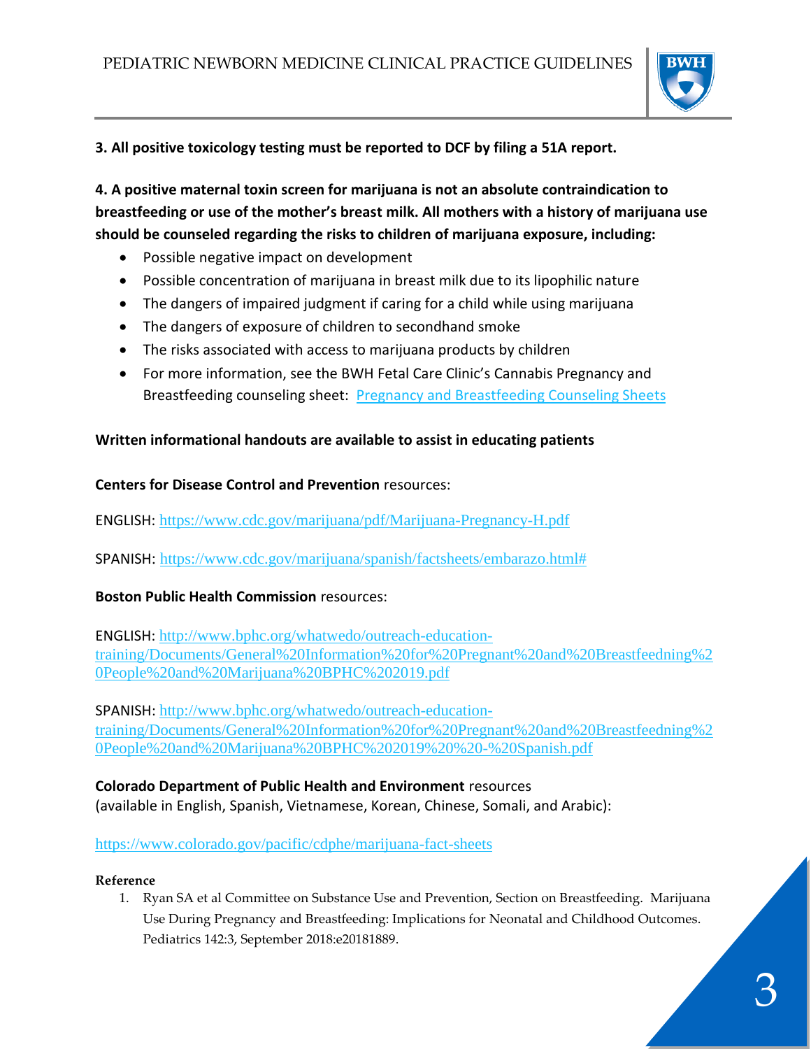**3. All positive toxicology testing must be reported to DCF by filing a 51A report.**

**4. A positive maternal toxin screen for marijuana is not an absolute contraindication to breastfeeding or use of the mother's breast milk. All mothers with a history of marijuana use should be counseled regarding the risks to children of marijuana exposure, including:**

- Possible negative impact on development
- Possible concentration of marijuana in breast milk due to its lipophilic nature
- The dangers of impaired judgment if caring for a child while using marijuana
- The dangers of exposure of children to secondhand smoke
- The risks associated with access to marijuana products by children
- For more information, see the BWH Fetal Care Clinic's Cannabis Pregnancy and Breastfeeding counseling sheet: Pregnancy and Breastfeeding Counseling Sheets

**Written informational handouts are available to assist in educating patients**

**Centers for Disease Control and Prevention** resources:

ENGLISH: https://www.cdc.gov/marijuana/pdf/Marijuana-Pregnancy-H.pdf

SPANISH: https://www.cdc.gov/marijuana/spanish/factsheets/embarazo.html#

**Boston Public Health Commission** resources:

ENGLISH: http://www.bphc.org/whatwedo/outreach-education-training/Documents/General%20Information%20for%20Pregnant%20and%20Breastfeedning%20People%20and%20Marijuana%20BPHC%202019.pdf

SPANISH: http://www.bphc.org/whatwedo/outreach-education-training/Documents/General%20Information%20for%20Pregnant%20and%20Breastfeedning%20People%20and%20Marijuana%20BPHC%202019%20%20-%20Spanish.pdf

**Colorado Department of Public Health and Environment** resources (available in English, Spanish, Vietnamese, Korean, Chinese, Somali, and Arabic):

https://www.colorado.gov/pacific/cdphe/marijuana-fact-sheets

**Reference**

1. Ryan SA et al Committee on Substance Use and Prevention, Section on Breastfeeding. Marijuana Use During Pregnancy and Breastfeeding: Implications for Neonatal and Childhood Outcomes. Pediatrics 142:3, September 2018:e20181889.